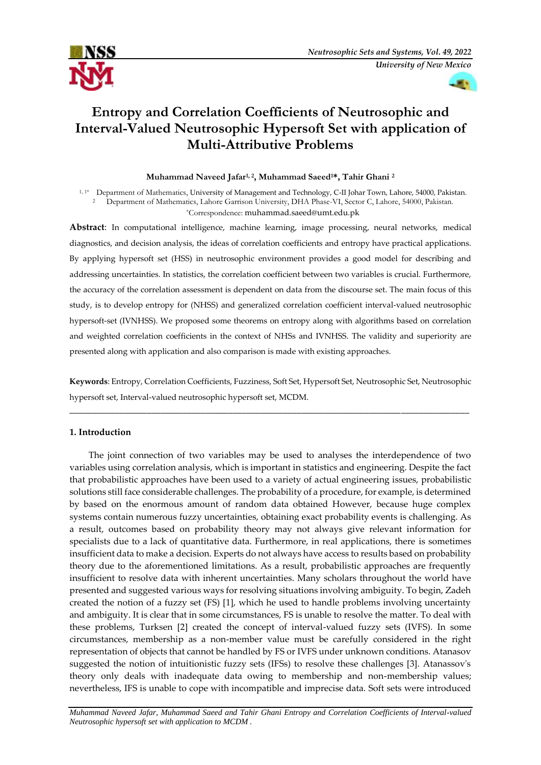# Entropy and Correlation Coefficients of Neutrosophic and Interval-Valued Neutrosophic Hypersoft Set with application of Multi-Attributive Problems

**Muhammad Naveed Jafar[1, 2], Muhammad Saeed[1]*, Tahir Ghani [2]**

[1, 1*] Department of Mathematics, University of Management and Technology, C-II Johar Town, Lahore, 54000, Pakistan.
[2] Department of Mathematics, Lahore Garrison University, DHA Phase-VI, Sector C, Lahore, 54000, Pakistan.
*Correspondence: muhammad.saeed@umt.edu.pk

**Abstract**: In computational intelligence, machine learning, image processing, neural networks, medical diagnostics, and decision analysis, the ideas of correlation coefficients and entropy have practical applications. By applying hypersoft set (HSS) in neutrosophic environment provides a good model for describing and addressing uncertainties. In statistics, the correlation coefficient between two variables is crucial. Furthermore, the accuracy of the correlation assessment is dependent on data from the discourse set. The main focus of this study, is to develop entropy for (NHSS) and generalized correlation coefficient interval-valued neutrosophic hypersoft-set (IVNHSS). We proposed some theorems on entropy along with algorithms based on correlation and weighted correlation coefficients in the context of NHSs and IVNHSS. The validity and superiority are presented along with application and also comparison is made with existing approaches.

**Keywords**: Entropy, Correlation Coefficients, Fuzziness, Soft Set, Hypersoft Set, Neutrosophic Set, Neutrosophic hypersoft set, Interval-valued neutrosophic hypersoft set, MCDM.

---

## 1. Introduction

The joint connection of two variables may be used to analyses the interdependence of two variables using correlation analysis, which is important in statistics and engineering. Despite the fact that probabilistic approaches have been used to a variety of actual engineering issues, probabilistic solutions still face considerable challenges. The probability of a procedure, for example, is determined by based on the enormous amount of random data obtained However, because huge complex systems contain numerous fuzzy uncertainties, obtaining exact probability events is challenging. As a result, outcomes based on probability theory may not always give relevant information for specialists due to a lack of quantitative data. Furthermore, in real applications, there is sometimes insufficient data to make a decision. Experts do not always have access to results based on probability theory due to the aforementioned limitations. As a result, probabilistic approaches are frequently insufficient to resolve data with inherent uncertainties. Many scholars throughout the world have presented and suggested various ways for resolving situations involving ambiguity. To begin, Zadeh created the notion of a fuzzy set (FS) [1], which he used to handle problems involving uncertainty and ambiguity. It is clear that in some circumstances, FS is unable to resolve the matter. To deal with these problems, Turksen [2] created the concept of interval-valued fuzzy sets (IVFS). In some circumstances, membership as a non-member value must be carefully considered in the right representation of objects that cannot be handled by FS or IVFS under unknown conditions. Atanasov suggested the notion of intuitionistic fuzzy sets (IFSs) to resolve these challenges [3]. Atanassov's theory only deals with inadequate data owing to membership and non-membership values; nevertheless, IFS is unable to cope with incompatible and imprecise data. Soft sets were introduced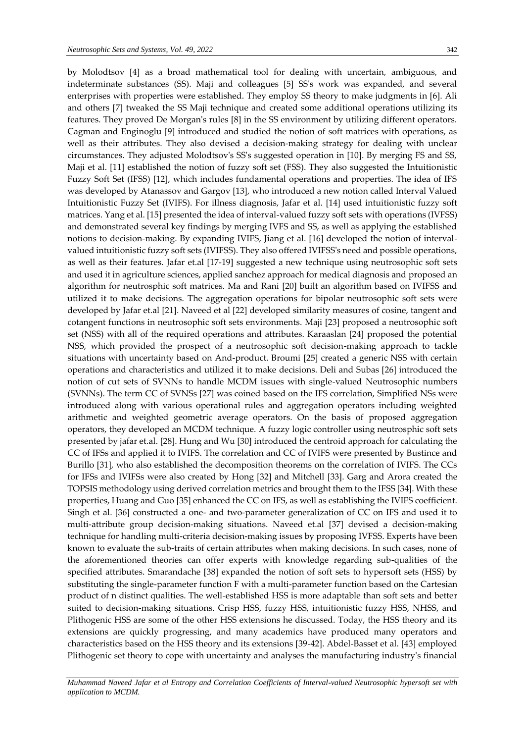by Molodtsov [4] as a broad mathematical tool for dealing with uncertain, ambiguous, and indeterminate substances (SS). Maji and colleagues [5] SS's work was expanded, and several enterprises with properties were established. They employ SS theory to make judgments in [6]. Ali and others [7] tweaked the SS Maji technique and created some additional operations utilizing its features. They proved De Morgan's rules [8] in the SS environment by utilizing different operators. Cagman and Enginoglu [9] introduced and studied the notion of soft matrices with operations, as well as their attributes. They also devised a decision-making strategy for dealing with unclear circumstances. They adjusted Molodtsov's SS's suggested operation in [10]. By merging FS and SS, Maji et al. [11] established the notion of fuzzy soft set (FSS). They also suggested the Intuitionistic Fuzzy Soft Set (IFSS) [12], which includes fundamental operations and properties. The idea of IFS was developed by Atanassov and Gargov [13], who introduced a new notion called Interval Valued Intuitionistic Fuzzy Set (IVIFS). For illness diagnosis, Jafar et al. [14] used intuitionistic fuzzy soft matrices. Yang et al. [15] presented the idea of interval-valued fuzzy soft sets with operations (IVFSS) and demonstrated several key findings by merging IVFS and SS, as well as applying the established notions to decision-making. By expanding IVIFS, Jiang et al. [16] developed the notion of interval-valued intuitionistic fuzzy soft sets (IVIFSS). They also offered IVIFSS's need and possible operations, as well as their features. Jafar et.al [17-19] suggested a new technique using neutrosophic soft sets and used it in agriculture sciences, applied sanchez approach for medical diagnosis and proposed an algorithm for neutrosphic soft matrices. Ma and Rani [20] built an algorithm based on IVIFSS and utilized it to make decisions. The aggregation operations for bipolar neutrosophic soft sets were developed by Jafar et.al [21]. Naveed et al [22] developed similarity measures of cosine, tangent and cotangent functions in neutrosophic soft sets environments. Maji [23] proposed a neutrosophic soft set (NSS) with all of the required operations and attributes. Karaaslan [24] proposed the potential NSS, which provided the prospect of a neutrosophic soft decision-making approach to tackle situations with uncertainty based on And-product. Broumi [25] created a generic NSS with certain operations and characteristics and utilized it to make decisions. Deli and Subas [26] introduced the notion of cut sets of SVNNs to handle MCDM issues with single-valued Neutrosophic numbers (SVNNs). The term CC of SVNSs [27] was coined based on the IFS correlation, Simplified NSs were introduced along with various operational rules and aggregation operators including weighted arithmetic and weighted geometric average operators. On the basis of proposed aggregation operators, they developed an MCDM technique. A fuzzy logic controller using neutrosphic soft sets presented by jafar et.al. [28]. Hung and Wu [30] introduced the centroid approach for calculating the CC of IFSs and applied it to IVIFS. The correlation and CC of IVIFS were presented by Bustince and Burillo [31], who also established the decomposition theorems on the correlation of IVIFS. The CCs for IFSs and IVIFSs were also created by Hong [32] and Mitchell [33]. Garg and Arora created the TOPSIS methodology using derived correlation metrics and brought them to the IFSS [34]. With these properties, Huang and Guo [35] enhanced the CC on IFS, as well as establishing the IVIFS coefficient. Singh et al. [36] constructed a one- and two-parameter generalization of CC on IFS and used it to multi-attribute group decision-making situations. Naveed et.al [37] devised a decision-making technique for handling multi-criteria decision-making issues by proposing IVFSS. Experts have been known to evaluate the sub-traits of certain attributes when making decisions. In such cases, none of the aforementioned theories can offer experts with knowledge regarding sub-qualities of the specified attributes. Smarandache [38] expanded the notion of soft sets to hypersoft sets (HSS) by substituting the single-parameter function F with a multi-parameter function based on the Cartesian product of n distinct qualities. The well-established HSS is more adaptable than soft sets and better suited to decision-making situations. Crisp HSS, fuzzy HSS, intuitionistic fuzzy HSS, NHSS, and Plithogenic HSS are some of the other HSS extensions he discussed. Today, the HSS theory and its extensions are quickly progressing, and many academics have produced many operators and characteristics based on the HSS theory and its extensions [39-42]. Abdel-Basset et al. [43] employed Plithogenic set theory to cope with uncertainty and analyses the manufacturing industry's financial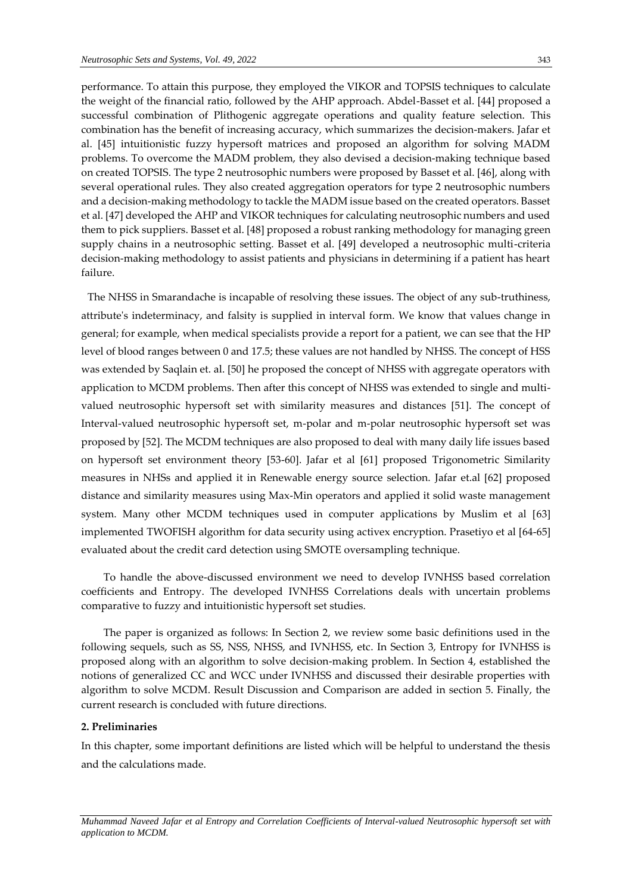performance. To attain this purpose, they employed the VIKOR and TOPSIS techniques to calculate the weight of the financial ratio, followed by the AHP approach. Abdel-Basset et al. [44] proposed a successful combination of Plithogenic aggregate operations and quality feature selection. This combination has the benefit of increasing accuracy, which summarizes the decision-makers. Jafar et al. [45] intuitionistic fuzzy hypersoft matrices and proposed an algorithm for solving MADM problems. To overcome the MADM problem, they also devised a decision-making technique based on created TOPSIS. The type 2 neutrosophic numbers were proposed by Basset et al. [46], along with several operational rules. They also created aggregation operators for type 2 neutrosophic numbers and a decision-making methodology to tackle the MADM issue based on the created operators. Basset et al. [47] developed the AHP and VIKOR techniques for calculating neutrosophic numbers and used them to pick suppliers. Basset et al. [48] proposed a robust ranking methodology for managing green supply chains in a neutrosophic setting. Basset et al. [49] developed a neutrosophic multi-criteria decision-making methodology to assist patients and physicians in determining if a patient has heart failure.

The NHSS in Smarandache is incapable of resolving these issues. The object of any sub-truthiness, attribute's indeterminacy, and falsity is supplied in interval form. We know that values change in general; for example, when medical specialists provide a report for a patient, we can see that the HP level of blood ranges between 0 and 17.5; these values are not handled by NHSS. The concept of HSS was extended by Saqlain et. al. [50] he proposed the concept of NHSS with aggregate operators with application to MCDM problems. Then after this concept of NHSS was extended to single and multi-valued neutrosophic hypersoft set with similarity measures and distances [51]. The concept of Interval-valued neutrosophic hypersoft set, m-polar and m-polar neutrosophic hypersoft set was proposed by [52]. The MCDM techniques are also proposed to deal with many daily life issues based on hypersoft set environment theory [53-60]. Jafar et al [61] proposed Trigonometric Similarity measures in NHSs and applied it in Renewable energy source selection. Jafar et.al [62] proposed distance and similarity measures using Max-Min operators and applied it solid waste management system. Many other MCDM techniques used in computer applications by Muslim et al [63] implemented TWOFISH algorithm for data security using activex encryption. Prasetiyo et al [64-65] evaluated about the credit card detection using SMOTE oversampling technique.

To handle the above-discussed environment we need to develop IVNHSS based correlation coefficients and Entropy. The developed IVNHSS Correlations deals with uncertain problems comparative to fuzzy and intuitionistic hypersoft set studies.

The paper is organized as follows: In Section 2, we review some basic definitions used in the following sequels, such as SS, NSS, NHSS, and IVNHSS, etc. In Section 3, Entropy for IVNHSS is proposed along with an algorithm to solve decision-making problem. In Section 4, established the notions of generalized CC and WCC under IVNHSS and discussed their desirable properties with algorithm to solve MCDM. Result Discussion and Comparison are added in section 5. Finally, the current research is concluded with future directions.

## 2. Preliminaries

In this chapter, some important definitions are listed which will be helpful to understand the thesis and the calculations made.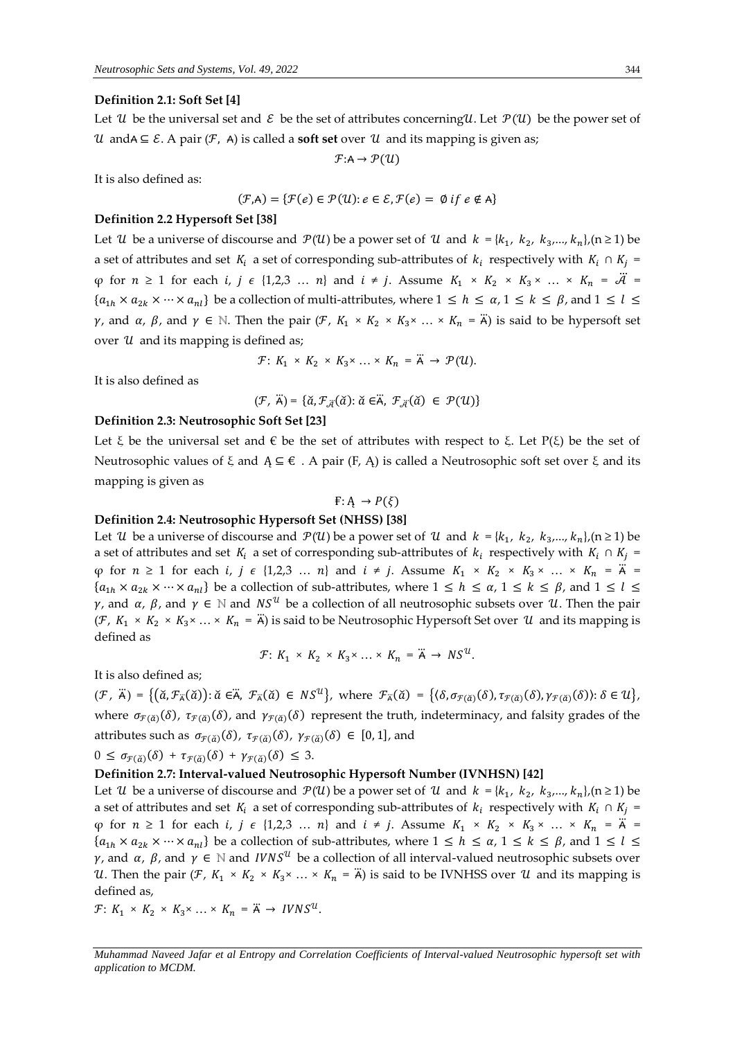**Definition 2.1: Soft Set [4]**

Let $\mathcal{U}$ be the universal set and $\mathcal{E}$ be the set of attributes concerning$\mathcal{U}$. Let $\mathcal{P}(\mathcal{U})$ be the power set of $\mathcal{U}$ and$\mathsf{A} \subseteq \mathcal{E}$. A pair $(\mathcal{F}, \mathsf{A})$ is called a **soft set** over $\mathcal{U}$ and its mapping is given as;

$$\mathcal{F}: \mathsf{A} \to \mathcal{P}(\mathcal{U})$$

It is also defined as:

$$(\mathcal{F}, \mathsf{A}) = \{\mathcal{F}(e) \in \mathcal{P}(\mathcal{U}) : e \in \mathcal{E}, \mathcal{F}(e) = \emptyset \; if \; e \notin \mathsf{A}\}$$

**Definition 2.2 Hypersoft Set [38]**

Let $\mathcal{U}$ be a universe of discourse and $\mathcal{P}(\mathcal{U})$ be a power set of $\mathcal{U}$ and $k = \{k_1, k_2, k_3, \ldots, k_n\}, (n \geq 1)$ be a set of attributes and set $K_i$ a set of corresponding sub-attributes of $k_i$ respectively with $K_i \cap K_j = \varphi$ for $n \geq 1$ for each $i, j \in \{1,2,3 \ldots n\}$ and $i \neq j$. Assume $K_1 \times K_2 \times K_3 \times \ldots \times K_n = \ddot{\mathcal{A}} = \{a_{1h} \times a_{2k} \times \cdots \times a_{nl}\}$ be a collection of multi-attributes, where $1 \leq h \leq \alpha, 1 \leq k \leq \beta$, and $1 \leq l \leq \gamma$, and $\alpha$, $\beta$, and $\gamma \in \mathbb{N}$. Then the pair $(\mathcal{F}, K_1 \times K_2 \times K_3 \times \ldots \times K_n = \ddot{\mathrm{A}})$ is said to be hypersoft set over $\mathcal{U}$ and its mapping is defined as;

$$\mathcal{F}: K_1 \times K_2 \times K_3 \times \ldots \times K_n = \ddot{\mathrm{A}} \to \mathcal{P}(\mathcal{U}).$$

It is also defined as

$$(\mathcal{F}, \ddot{\mathrm{A}}) = \{\breve{a}, \mathcal{F}_{\ddot{\mathcal{A}}}(\breve{a}) : \breve{a} \in \ddot{\mathrm{A}}, \mathcal{F}_{\ddot{\mathcal{A}}}(\breve{a}) \in \mathcal{P}(\mathcal{U})\}$$

**Definition 2.3: Neutrosophic Soft Set [23]**

Let $\xi$ be the universal set and $\epsilon$ be the set of attributes with respect to $\xi$. Let $P(\xi)$ be the set of Neutrosophic values of $\xi$ and $Ą \subseteq \epsilon$ . A pair $(F, Ą)$ is called a Neutrosophic soft set over $\xi$ and its mapping is given as

$$F: Ą \to P(\xi)$$

**Definition 2.4: Neutrosophic Hypersoft Set (NHSS) [38]**

Let $\mathcal{U}$ be a universe of discourse and $\mathcal{P}(\mathcal{U})$ be a power set of $\mathcal{U}$ and $k = \{k_1, k_2, k_3, \ldots, k_n\}, (n \geq 1)$ be a set of attributes and set $K_i$ a set of corresponding sub-attributes of $k_i$ respectively with $K_i \cap K_j = \varphi$ for $n \geq 1$ for each $i, j \in \{1,2,3 \ldots n\}$ and $i \neq j$. Assume $K_1 \times K_2 \times K_3 \times \ldots \times K_n = \ddot{\mathrm{A}} = \{a_{1h} \times a_{2k} \times \cdots \times a_{nl}\}$ be a collection of sub-attributes, where $1 \leq h \leq \alpha, 1 \leq k \leq \beta$, and $1 \leq l \leq \gamma$, and $\alpha$, $\beta$, and $\gamma \in \mathbb{N}$ and $NS^{\mathcal{U}}$ be a collection of all neutrosophic subsets over $\mathcal{U}$. Then the pair $(\mathcal{F}, K_1 \times K_2 \times K_3 \times \ldots \times K_n = \ddot{\mathrm{A}})$ is said to be Neutrosophic Hypersoft Set over $\mathcal{U}$ and its mapping is defined as

$$\mathcal{F}: K_1 \times K_2 \times K_3 \times \ldots \times K_n = \ddot{\mathrm{A}} \to NS^{\mathcal{U}}.$$

It is also defined as;

$(\mathcal{F}, \ddot{\mathrm{A}}) = \{(\breve{a}, \mathcal{F}_{\ddot{\mathrm{A}}}(\breve{a})) : \breve{a} \in \ddot{\mathrm{A}}, \mathcal{F}_{\ddot{\mathrm{A}}}(\breve{a}) \in NS^{\mathcal{U}}\}$, where $\mathcal{F}_{\ddot{\mathrm{A}}}(\breve{a}) = \{\langle \delta, \sigma_{\mathcal{F}(\breve{a})}(\delta), \tau_{\mathcal{F}(\breve{a})}(\delta), \gamma_{\mathcal{F}(\breve{a})}(\delta) \rangle : \delta \in \mathcal{U}\}$, where $\sigma_{\mathcal{F}(\breve{a})}(\delta)$, $\tau_{\mathcal{F}(\breve{a})}(\delta)$, and $\gamma_{\mathcal{F}(\breve{a})}(\delta)$ represent the truth, indeterminacy, and falsity grades of the attributes such as $\sigma_{\mathcal{F}(\breve{a})}(\delta)$, $\tau_{\mathcal{F}(\breve{a})}(\delta)$, $\gamma_{\mathcal{F}(\breve{a})}(\delta) \in [0, 1]$, and

$0 \leq \sigma_{\mathcal{F}(\breve{a})}(\delta) + \tau_{\mathcal{F}(\breve{a})}(\delta) + \gamma_{\mathcal{F}(\breve{a})}(\delta) \leq 3.$

**Definition 2.7: Interval-valued Neutrosophic Hypersoft Number (IVNHSN) [42]**

Let $\mathcal{U}$ be a universe of discourse and $\mathcal{P}(\mathcal{U})$ be a power set of $\mathcal{U}$ and $k = \{k_1, k_2, k_3, \ldots, k_n\}, (n \geq 1)$ be a set of attributes and set $K_i$ a set of corresponding sub-attributes of $k_i$ respectively with $K_i \cap K_j = \varphi$ for $n \geq 1$ for each $i, j \in \{1,2,3 \ldots n\}$ and $i \neq j$. Assume $K_1 \times K_2 \times K_3 \times \ldots \times K_n = \ddot{\mathrm{A}} = \{a_{1h} \times a_{2k} \times \cdots \times a_{nl}\}$ be a collection of sub-attributes, where $1 \leq h \leq \alpha, 1 \leq k \leq \beta$, and $1 \leq l \leq \gamma$, and $\alpha$, $\beta$, and $\gamma \in \mathbb{N}$ and $IVNS^{\mathcal{U}}$ be a collection of all interval-valued neutrosophic subsets over $\mathcal{U}$. Then the pair $(\mathcal{F}, K_1 \times K_2 \times K_3 \times \ldots \times K_n = \ddot{\mathrm{A}})$ is said to be IVNHSS over $\mathcal{U}$ and its mapping is defined as,

$\mathcal{F}: K_1 \times K_2 \times K_3 \times \ldots \times K_n = \ddot{\mathrm{A}} \to IVNS^{\mathcal{U}}.$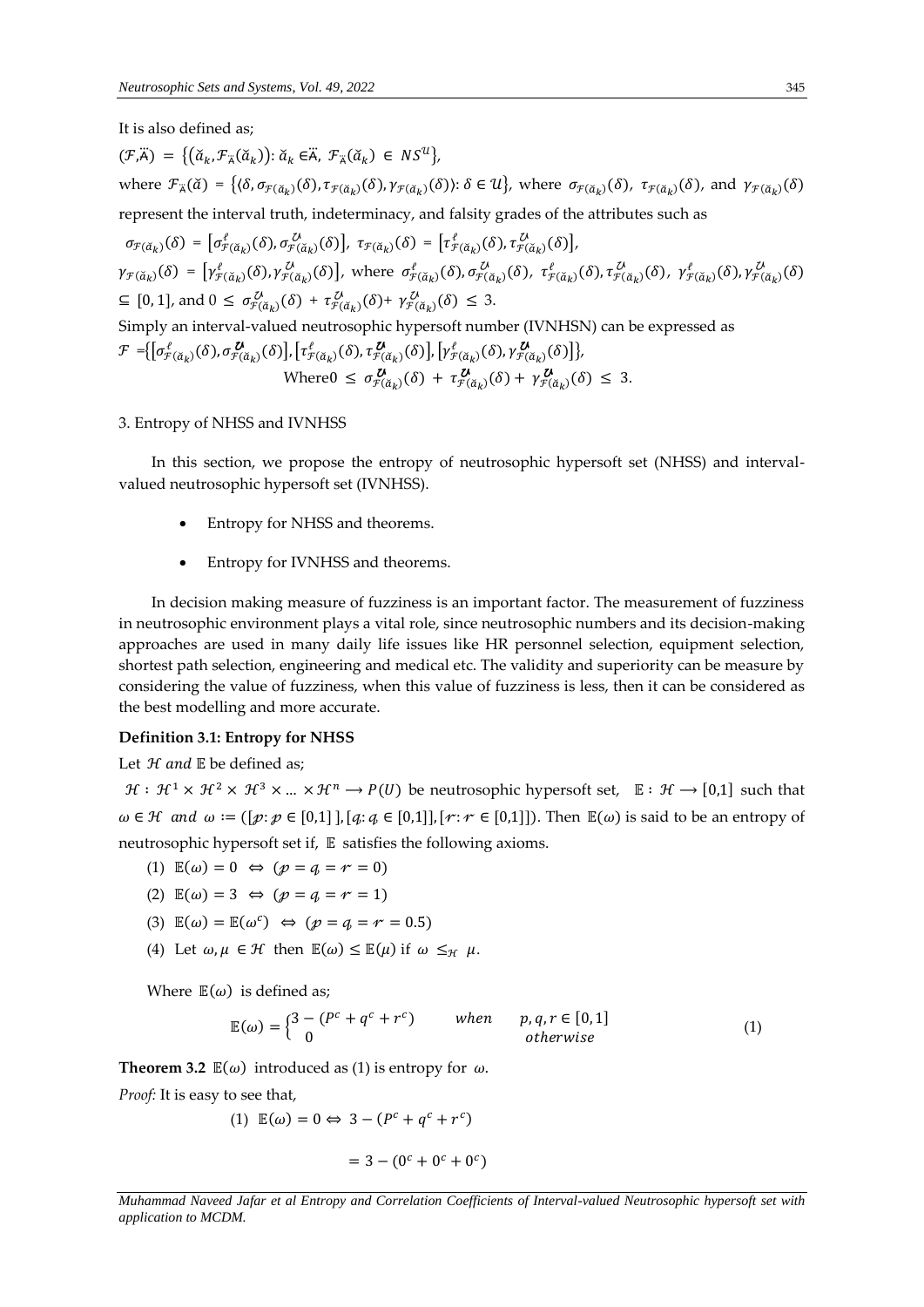It is also defined as;

$(\mathcal{F}, \ddot{A}) = \{(\breve{a}_k, \mathcal{F}_{\ddot{A}}(\breve{a}_k)): \breve{a}_k \in \ddot{A},\ \mathcal{F}_{\ddot{A}}(\breve{a}_k) \in NS^{\mathcal{U}}\}$,

where $\mathcal{F}_{\ddot{A}}(\breve{a}) = \{\langle \delta, \sigma_{\mathcal{F}(\breve{a}_k)}(\delta), \tau_{\mathcal{F}(\breve{a}_k)}(\delta), \gamma_{\mathcal{F}(\breve{a}_k)}(\delta)\rangle : \delta \in \mathcal{U}\}$, where $\sigma_{\mathcal{F}(\breve{a}_k)}(\delta)$, $\tau_{\mathcal{F}(\breve{a}_k)}(\delta)$, and $\gamma_{\mathcal{F}(\breve{a}_k)}(\delta)$ represent the interval truth, indeterminacy, and falsity grades of the attributes such as

$\sigma_{\mathcal{F}(\breve{a}_k)}(\delta) = [\sigma^{\ell}_{\mathcal{F}(\breve{a}_k)}(\delta), \sigma^{\mathcal{U}}_{\mathcal{F}(\breve{a}_k)}(\delta)]$, $\tau_{\mathcal{F}(\breve{a}_k)}(\delta) = [\tau^{\ell}_{\mathcal{F}(\breve{a}_k)}(\delta), \tau^{\mathcal{U}}_{\mathcal{F}(\breve{a}_k)}(\delta)]$,

$\gamma_{\mathcal{F}(\breve{a}_k)}(\delta) = [\gamma^{\ell}_{\mathcal{F}(\breve{a}_k)}(\delta), \gamma^{\mathcal{U}}_{\mathcal{F}(\breve{a}_k)}(\delta)]$, where $\sigma^{\ell}_{\mathcal{F}(\breve{a}_k)}(\delta), \sigma^{\mathcal{U}}_{\mathcal{F}(\breve{a}_k)}(\delta)$, $\tau^{\ell}_{\mathcal{F}(\breve{a}_k)}(\delta), \tau^{\mathcal{U}}_{\mathcal{F}(\breve{a}_k)}(\delta)$, $\gamma^{\ell}_{\mathcal{F}(\breve{a}_k)}(\delta), \gamma^{\mathcal{U}}_{\mathcal{F}(\breve{a}_k)}(\delta)$ $\subseteq [0, 1]$, and $0 \leq \sigma^{\mathcal{U}}_{\mathcal{F}(\breve{a}_k)}(\delta) + \tau^{\mathcal{U}}_{\mathcal{F}(\breve{a}_k)}(\delta) + \gamma^{\mathcal{U}}_{\mathcal{F}(\breve{a}_k)}(\delta) \leq 3$.

Simply an interval-valued neutrosophic hypersoft number (IVNHSN) can be expressed as

$\mathcal{F} = \{[\sigma^{\ell}_{\mathcal{F}(\breve{a}_k)}(\delta), \sigma^{\mathcal{U}}_{\mathcal{F}(\breve{a}_k)}(\delta)], [\tau^{\ell}_{\mathcal{F}(\breve{a}_k)}(\delta), \tau^{\mathcal{U}}_{\mathcal{F}(\breve{a}_k)}(\delta)], [\gamma^{\ell}_{\mathcal{F}(\breve{a}_k)}(\delta), \gamma^{\mathcal{U}}_{\mathcal{F}(\breve{a}_k)}(\delta)]\}$,

$$\text{Where } 0 \leq \sigma^{\mathcal{U}}_{\mathcal{F}(\breve{a}_k)}(\delta) + \tau^{\mathcal{U}}_{\mathcal{F}(\breve{a}_k)}(\delta) + \gamma^{\mathcal{U}}_{\mathcal{F}(\breve{a}_k)}(\delta) \leq 3.$$

## 3. Entropy of NHSS and IVNHSS

In this section, we propose the entropy of neutrosophic hypersoft set (NHSS) and interval-valued neutrosophic hypersoft set (IVNHSS).

- Entropy for NHSS and theorems.
- Entropy for IVNHSS and theorems.

In decision making measure of fuzziness is an important factor. The measurement of fuzziness in neutrosophic environment plays a vital role, since neutrosophic numbers and its decision-making approaches are used in many daily life issues like HR personnel selection, equipment selection, shortest path selection, engineering and medical etc. The validity and superiority can be measure by considering the value of fuzziness, when this value of fuzziness is less, then it can be considered as the best modelling and more accurate.

**Definition 3.1: Entropy for NHSS**

Let $\mathcal{H}$ *and* $\mathbb{E}$ be defined as;

$\mathcal{H} : \mathcal{H}^1 \times \mathcal{H}^2 \times \mathcal{H}^3 \times ... \times \mathcal{H}^n \rightarrow P(U)$ be neutrosophic hypersoft set, $\mathbb{E} : \mathcal{H} \rightarrow [0,1]$ such that $\omega \in \mathcal{H}$ *and* $\omega := ([p : p \in [0,1]], [q : q \in [0,1]], [r : r \in [0,1]])$. Then $\mathbb{E}(\omega)$ is said to be an entropy of neutrosophic hypersoft set if, $\mathbb{E}$ satisfies the following axioms.

(1) $\mathbb{E}(\omega) = 0 \Leftrightarrow (p = q = r = 0)$

(2) $\mathbb{E}(\omega) = 3 \Leftrightarrow (p = q = r = 1)$

(3) $\mathbb{E}(\omega) = \mathbb{E}(\omega^c) \Leftrightarrow (p = q = r = 0.5)$

(4) Let $\omega, \mu \in \mathcal{H}$ then $\mathbb{E}(\omega) \leq \mathbb{E}(\mu)$ if $\omega \leq_{\mathcal{H}} \mu$.

Where $\mathbb{E}(\omega)$ is defined as;

$$\mathbb{E}(\omega) = \begin{cases} 3 - (P^c + q^c + r^c) & when \quad p, q, r \in [0,1] \\ 0 & otherwise \end{cases} \tag{1}$$

**Theorem 3.2** $\mathbb{E}(\omega)$ introduced as (1) is entropy for $\omega$.

*Proof:* It is easy to see that,

(1) $\mathbb{E}(\omega) = 0 \Leftrightarrow 3 - (P^c + q^c + r^c)$

$$= 3 - (0^c + 0^c + 0^c)$$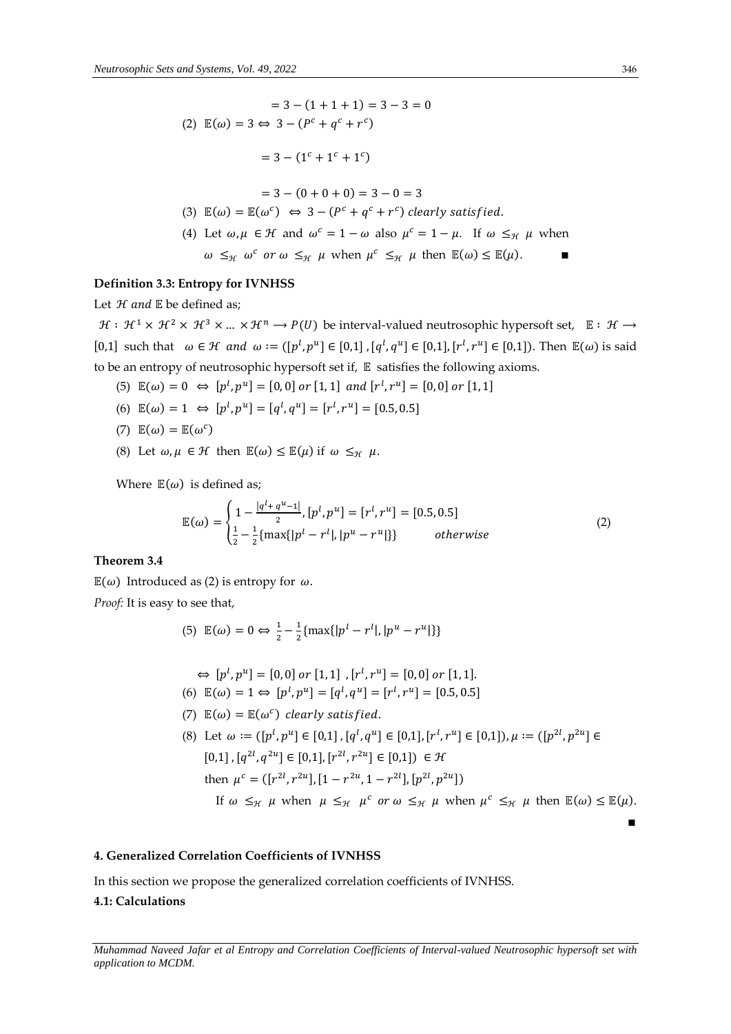$$= 3 - (1 + 1 + 1) = 3 - 3 = 0$$

(2) $\mathbb{E}(\omega) = 3 \Leftrightarrow 3 - (P^c + q^c + r^c)$

$$= 3 - (1^c + 1^c + 1^c)$$

$$= 3 - (0 + 0 + 0) = 3 - 0 = 3$$

(3) $\mathbb{E}(\omega) = \mathbb{E}(\omega^c) \Leftrightarrow 3 - (P^c + q^c + r^c)$ *clearly satisfied.*

(4) Let $\omega, \mu \in \mathcal{H}$ and $\omega^c = 1 - \omega$ also $\mu^c = 1 - \mu$. If $\omega \leq_{\mathcal{H}} \mu$ when $\omega \leq_{\mathcal{H}} \omega^c$ *or* $\omega \leq_{\mathcal{H}} \mu$ when $\mu^c \leq_{\mathcal{H}} \mu$ then $\mathbb{E}(\omega) \leq \mathbb{E}(\mu)$. ■

**Definition 3.3: Entropy for IVNHSS**

Let $\mathcal{H}$ *and* $\mathbb{E}$ be defined as;

$\mathcal{H} : \mathcal{H}^1 \times \mathcal{H}^2 \times \mathcal{H}^3 \times \ldots \times \mathcal{H}^n \longrightarrow P(U)$ be interval-valued neutrosophic hypersoft set, $\mathbb{E} : \mathcal{H} \longrightarrow [0,1]$ such that $\omega \in \mathcal{H}$ *and* $\omega := ([p^l, p^u] \in [0,1], [q^l, q^u] \in [0,1], [r^l, r^u] \in [0,1])$. Then $\mathbb{E}(\omega)$ is said to be an entropy of neutrosophic hypersoft set if, $\mathbb{E}$ satisfies the following axioms.

(5) $\mathbb{E}(\omega) = 0 \Leftrightarrow [p^l, p^u] = [0, 0]$ *or* $[1, 1]$ *and* $[r^l, r^u] = [0, 0]$ *or* $[1, 1]$

(6) $\mathbb{E}(\omega) = 1 \Leftrightarrow [p^l, p^u] = [q^l, q^u] = [r^l, r^u] = [0.5, 0.5]$

(7) $\mathbb{E}(\omega) = \mathbb{E}(\omega^c)$

(8) Let $\omega, \mu \in \mathcal{H}$ then $\mathbb{E}(\omega) \leq \mathbb{E}(\mu)$ if $\omega \leq_{\mathcal{H}} \mu$.

Where $\mathbb{E}(\omega)$ is defined as;

$$\mathbb{E}(\omega) = \begin{cases} 1 - \frac{|q^l + q^u - 1|}{2}, [p^l, p^u] = [r^l, r^u] = [0.5, 0.5] \\ \frac{1}{2} - \frac{1}{2}\{\max\{|p^l - r^l|, |p^u - r^u|\}\} \qquad otherwise \end{cases} \tag{2}$$

**Theorem 3.4**

$\mathbb{E}(\omega)$ Introduced as (2) is entropy for $\omega$.

*Proof:* It is easy to see that,

(5) $\mathbb{E}(\omega) = 0 \Leftrightarrow \frac{1}{2} - \frac{1}{2}\{\max\{|p^l - r^l|, |p^u - r^u|\}\}$

$\Leftrightarrow [p^l, p^u] = [0, 0]$ *or* $[1, 1]$ , $[r^l, r^u] = [0, 0]$ *or* $[1, 1]$.

(6) $\mathbb{E}(\omega) = 1 \Leftrightarrow [p^l, p^u] = [q^l, q^u] = [r^l, r^u] = [0.5, 0.5]$

(7) $\mathbb{E}(\omega) = \mathbb{E}(\omega^c)$ *clearly satisfied.*

(8) Let $\omega := ([p^l, p^u] \in [0,1], [q^l, q^u] \in [0,1], [r^l, r^u] \in [0,1]), \mu := ([p^{2l}, p^{2u}] \in [0,1], [q^{2l}, q^{2u}] \in [0,1], [r^{2l}, r^{2u}] \in [0,1]) \in \mathcal{H}$

then $\mu^c = ([r^{2l}, r^{2u}], [1 - r^{2u}, 1 - r^{2l}], [p^{2l}, p^{2u}])$

If $\omega \leq_{\mathcal{H}} \mu$ when $\mu \leq_{\mathcal{H}} \mu^c$ *or* $\omega \leq_{\mathcal{H}} \mu$ when $\mu^c \leq_{\mathcal{H}} \mu$ then $\mathbb{E}(\omega) \leq \mathbb{E}(\mu)$.

■

## 4. Generalized Correlation Coefficients of IVNHSS

In this section we propose the generalized correlation coefficients of IVNHSS.

**4.1: Calculations**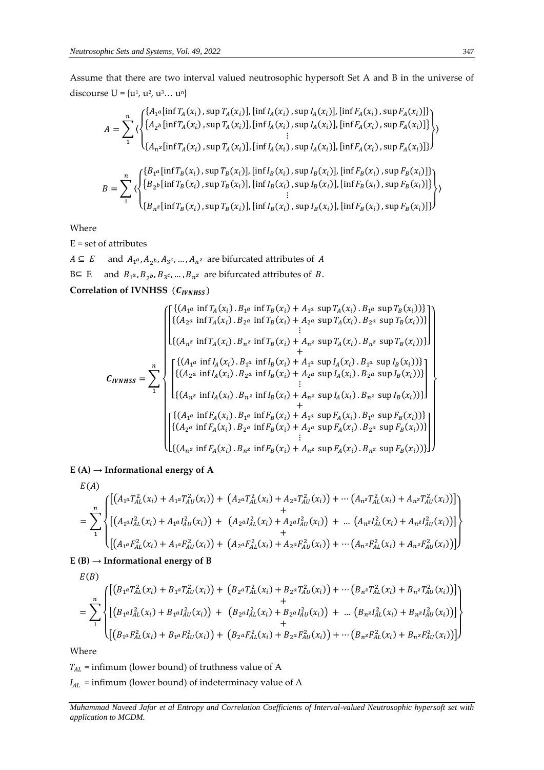Assume that there are two interval valued neutrosophic hypersoft Set A and B in the universe of discourse U = {u$^1$, u$^2$, u$^3$… u$^n$}

$$A = \sum_{1}^{n} \langle \begin{Bmatrix} \{A_{1^a}[\inf T_A(x_i), \sup T_A(x_i)], [\inf I_A(x_i), \sup I_A(x_i)], [\inf F_A(x_i), \sup F_A(x_i)]\} \\ \{A_{2^b}[\inf T_A(x_i), \sup T_A(x_i)], [\inf I_A(x_i), \sup I_A(x_i)], [\inf F_A(x_i), \sup F_A(x_i)]\} \\ \vdots \\ \{A_{n^z}[\inf T_A(x_i), \sup T_A(x_i)], [\inf I_A(x_i), \sup I_A(x_i)], [\inf F_A(x_i), \sup F_A(x_i)]\} \end{Bmatrix} \rangle$$

$$B = \sum_{1}^{n} \langle \begin{Bmatrix} \{B_{1^a}[\inf T_B(x_i), \sup T_B(x_i)], [\inf I_B(x_i), \sup I_B(x_i)], [\inf F_B(x_i), \sup F_B(x_i)]\} \\ \{B_{2^b}[\inf T_B(x_i), \sup T_B(x_i)], [\inf I_B(x_i), \sup I_B(x_i)], [\inf F_B(x_i), \sup F_B(x_i)]\} \\ \vdots \\ \{B_{n^z}[\inf T_B(x_i), \sup T_B(x_i)], [\inf I_B(x_i), \sup I_B(x_i)], [\inf F_B(x_i), \sup F_B(x_i)]\} \end{Bmatrix} \rangle$$

Where

E = set of attributes

$A \subseteq E$ and $A_{1^a}, A_{2^b}, A_{3^c}, \ldots, A_{n^z}$ are bifurcated attributes of $A$

$B \subseteq E$ and $B_{1^a}, B_{2^b}, B_{3^c}, \ldots, B_{n^z}$ are bifurcated attributes of $B$.

**Correlation of IVNHSS ($C_{IVNHSS}$)**

$$\boldsymbol{C_{IVNHSS}} = \sum_{1}^{n} \left\{ \begin{bmatrix} \begin{bmatrix} \{(A_{1^a} \inf T_A(x_i) \,.\, B_{1^a} \inf T_B(x_i) + A_{1^a} \sup T_A(x_i) \,.\, B_{1^a} \sup T_B(x_i))\} \\ \{(A_{2^a} \inf T_A(x_i) \,.\, B_{2^a} \inf T_B(x_i) + A_{2^a} \sup T_A(x_i) \,.\, B_{2^a} \sup T_B(x_i))\} \\ \vdots \\ \{(A_{n^z} \inf T_A(x_i) \,.\, B_{n^z} \inf T_B(x_i) + A_{n^z} \sup T_A(x_i) \,.\, B_{n^z} \sup T_B(x_i))\} \end{bmatrix} \\ + \\ \begin{bmatrix} \{(A_{1^a} \inf I_A(x_i) \,.\, B_{1^a} \inf I_B(x_i) + A_{1^a} \sup I_A(x_i) \,.\, B_{1^a} \sup I_B(x_i))\} \\ \{(A_{2^a} \inf I_A(x_i) \,.\, B_{2^a} \inf I_B(x_i) + A_{2^a} \sup I_A(x_i) \,.\, B_{2^a} \sup I_B(x_i))\} \\ \vdots \\ \{(A_{n^z} \inf I_A(x_i) \,.\, B_{n^z} \inf I_B(x_i) + A_{n^z} \sup I_A(x_i) \,.\, B_{n^z} \sup I_B(x_i))\} \end{bmatrix} \\ + \\ \begin{bmatrix} \{(A_{1^a} \inf F_A(x_i) \,.\, B_{1^a} \inf F_B(x_i) + A_{1^a} \sup F_A(x_i) \,.\, B_{1^a} \sup F_B(x_i))\} \\ \{(A_{2^a} \inf F_A(x_i) \,.\, B_{2^a} \inf F_B(x_i) + A_{2^a} \sup F_A(x_i) \,.\, B_{2^a} \sup F_B(x_i))\} \\ \vdots \\ \{(A_{n^z} \inf F_A(x_i) \,.\, B_{n^z} \inf F_B(x_i) + A_{n^z} \sup F_A(x_i) \,.\, B_{n^z} \sup F_B(x_i))\} \end{bmatrix} \end{bmatrix} \right\}$$

**E (A) → Informational energy of A**

$$E(A) = \sum_{1}^{n} \left\{ \begin{matrix} \left[\left(A_{1^a}T_{AL}^2(x_i) + A_{1^a}T_{AU}^2(x_i)\right) + \left(A_{2^a}T_{AL}^2(x_i) + A_{2^a}T_{AU}^2(x_i)\right) + \cdots \left(A_{n^z}T_{AL}^2(x_i) + A_{n^z}T_{AU}^2(x_i)\right)\right] \\ + \\ \left[\left(A_{1^a}I_{AL}^2(x_i) + A_{1^a}I_{AU}^2(x_i)\right) + \left(A_{2^a}I_{AL}^2(x_i) + A_{2^a}I_{AU}^2(x_i)\right) + \ldots \left(A_{n^z}I_{AL}^2(x_i) + A_{n^z}I_{AU}^2(x_i)\right)\right] \\ + \\ \left[\left(A_{1^a}F_{AL}^2(x_i) + A_{1^a}F_{AU}^2(x_i)\right) + \left(A_{2^a}F_{AL}^2(x_i) + A_{2^a}F_{AU}^2(x_i)\right) + \cdots \left(A_{n^z}F_{AL}^2(x_i) + A_{n^z}F_{AU}^2(x_i)\right)\right] \end{matrix} \right\}$$

**E (B) → Informational energy of B**

$$E(B) = \sum_{1}^{n} \left\{ \begin{matrix} \left[\left(B_{1^a}T_{AL}^2(x_i) + B_{1^a}T_{AU}^2(x_i)\right) + \left(B_{2^a}T_{AL}^2(x_i) + B_{2^a}T_{AU}^2(x_i)\right) + \cdots \left(B_{n^z}T_{AL}^2(x_i) + B_{n^z}T_{AU}^2(x_i)\right)\right] \\ + \\ \left[\left(B_{1^a}I_{AL}^2(x_i) + B_{1^a}I_{AU}^2(x_i)\right) + \left(B_{2^a}I_{AL}^2(x_i) + B_{2^a}I_{AU}^2(x_i)\right) + \ldots \left(B_{n^z}I_{AL}^2(x_i) + B_{n^z}I_{AU}^2(x_i)\right)\right] \\ + \\ \left[\left(B_{1^a}F_{AL}^2(x_i) + B_{1^a}F_{AU}^2(x_i)\right) + \left(B_{2^a}F_{AL}^2(x_i) + B_{2^a}F_{AU}^2(x_i)\right) + \cdots \left(B_{n^z}F_{AL}^2(x_i) + B_{n^z}F_{AU}^2(x_i)\right)\right] \end{matrix} \right\}$$

Where

$T_{AL}$ = infimum (lower bound) of truthness value of A

$I_{AL}$ = infimum (lower bound) of indeterminacy value of A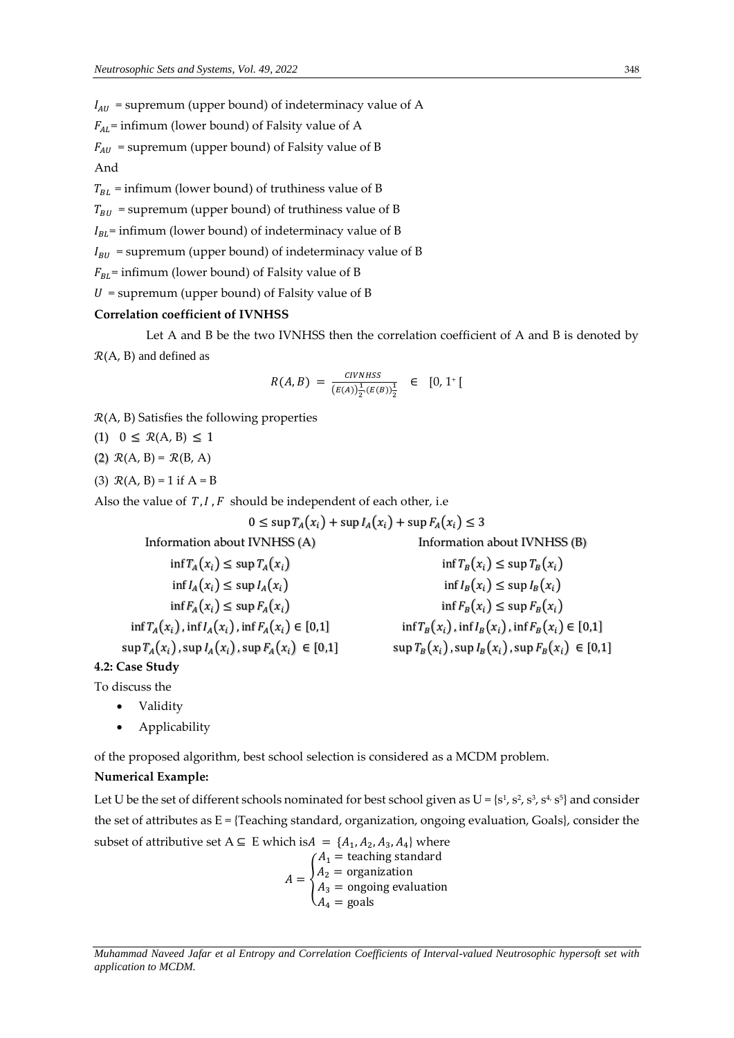$I_{AU}$ = supremum (upper bound) of indeterminacy value of A

$F_{AL}$= infimum (lower bound) of Falsity value of A

$F_{AU}$ = supremum (upper bound) of Falsity value of B

And

$T_{BL}$ = infimum (lower bound) of truthiness value of B

$T_{BU}$ = supremum (upper bound) of truthiness value of B

$I_{BL}$= infimum (lower bound) of indeterminacy value of B

$I_{BU}$ = supremum (upper bound) of indeterminacy value of B

$F_{BL}$= infimum (lower bound) of Falsity value of B

$U$ = supremum (upper bound) of Falsity value of B

**Correlation coefficient of IVNHSS**

Let A and B be the two IVNHSS then the correlation coefficient of A and B is denoted by $\mathcal{R}$(A, B) and defined as

$$R(A,B) = \frac{CIVNHSS}{(E(A))^{\frac{1}{2}}(E(B))^{\frac{1}{2}}} \in [0, 1^{+}[$$

$\mathcal{R}$(A, B) Satisfies the following properties

(1) $0 \leq \mathcal{R}(A, B) \leq 1$

(2) $\mathcal{R}(A, B) = \mathcal{R}(B, A)$

(3) $\mathcal{R}(A, B) = 1$ if A = B

Also the value of $T, I, F$ should be independent of each other, i.e

$$0 \leq \sup T_A(x_i) + \sup I_A(x_i) + \sup F_A(x_i) \leq 3$$

| Information about IVNHSS (A) | Information about IVNHSS (B) |
|---|---|
| $\inf T_A(x_i) \leq \sup T_A(x_i)$ | $\inf T_B(x_i) \leq \sup T_B(x_i)$ |
| $\inf I_A(x_i) \leq \sup I_A(x_i)$ | $\inf I_B(x_i) \leq \sup I_B(x_i)$ |
| $\inf F_A(x_i) \leq \sup F_A(x_i)$ | $\inf F_B(x_i) \leq \sup F_B(x_i)$ |
| $\inf T_A(x_i), \inf I_A(x_i), \inf F_A(x_i) \in [0,1]$ | $\inf T_B(x_i), \inf I_B(x_i), \inf F_B(x_i) \in [0,1]$ |
| $\sup T_A(x_i), \sup I_A(x_i), \sup F_A(x_i) \in [0,1]$ | $\sup T_B(x_i), \sup I_B(x_i), \sup F_B(x_i) \in [0,1]$ |

**4.2: Case Study**

To discuss the

- Validity
- Applicability

of the proposed algorithm, best school selection is considered as a MCDM problem.

**Numerical Example:**

Let U be the set of different schools nominated for best school given as U = {$s^1, s^2, s^3, s^4, s^5$} and consider the set of attributes as E = {Teaching standard, organization, ongoing evaluation, Goals}, consider the subset of attributive set A ⊆ E which is $A = \{A_1, A_2, A_3, A_4\}$ where

$$A = \begin{cases} A_1 = \text{teaching standard} \\ A_2 = \text{organization} \\ A_3 = \text{ongoing evaluation} \\ A_4 = \text{goals} \end{cases}$$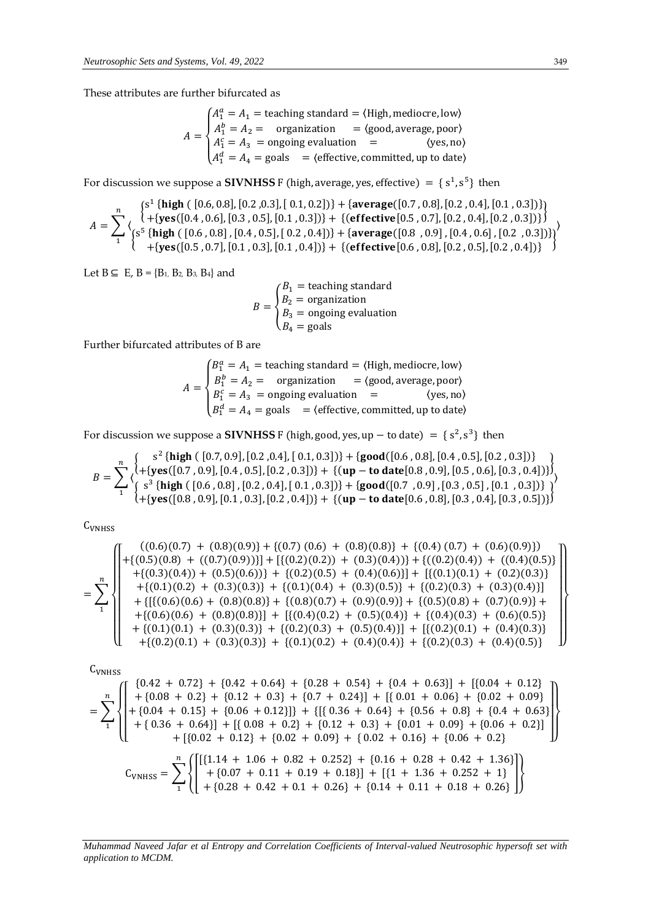These attributes are further bifurcated as

$$A = \begin{cases} A_1^a = A_1 = \text{teaching standard} = \langle \text{High, mediocre, low} \rangle \\ A_1^b = A_2 = \quad \text{organization} \quad = \langle \text{good, average, poor} \rangle \\ A_1^c = A_3 \; = \text{ongoing evaluation} \quad = \qquad \langle \text{yes, no} \rangle \\ A_1^d = A_4 = \text{goals} \quad = \langle \text{effective, committed, up to date} \rangle \end{cases}$$

For discussion we suppose a **SIVNHSS** $F(\text{high, average, yes, effective}) = \{s^1, s^5\}$ then

$$A = \sum_{1}^{n} \left\langle \begin{matrix} \left\{ \begin{matrix} s^1 \{\textbf{high}\,([0.6, 0.8], [0.2\,, 0.3], [\,0.1, 0.2])\} + \{\textbf{average}([0.7\,, 0.8], [0.2\,, 0.4], [0.1\,, 0.3])\} \\ +\{\textbf{yes}([0.4\,, 0.6], [0.3\,, 0.5], [0.1\,, 0.3])\} + \{(\textbf{effective}[0.5\,, 0.7], [0.2\,, 0.4], [0.2\,, 0.3])\} \end{matrix} \right\} \\ \left\{ \begin{matrix} s^5 \{\textbf{high}\,([0.6\,, 0.8]\,, [0.4\,, 0.5], [\,0.2\,, 0.4])\} + \{\textbf{average}([0.8\,\,, 0.9]\,, [0.4\,, 0.6]\,, [0.2\,\,, 0.3])\} \\ +\{\textbf{yes}([0.5\,, 0.7], [0.1\,, 0.3], [0.1\,, 0.4])\} + \{(\textbf{effective}[0.6\,, 0.8], [0.2\,, 0.5], [0.2\,, 0.4])\} \end{matrix} \right\} \end{matrix} \right\rangle$$

Let $B \subseteq E$, $B = \{B_1, B_2, B_3, B_4\}$ and

$$B = \begin{cases} B_1 = \text{teaching standard} \\ B_2 = \text{organization} \\ B_3 = \text{ongoing evaluation} \\ B_4 = \text{goals} \end{cases}$$

Further bifurcated attributes of B are

$$A = \begin{cases} B_1^a = A_1 = \text{teaching standard} = \langle \text{High, mediocre, low} \rangle \\ B_1^b = A_2 = \quad \text{organization} \quad = \langle \text{good, average, poor} \rangle \\ B_1^c = A_3 \; = \text{ongoing evaluation} \quad = \qquad \langle \text{yes, no} \rangle \\ B_1^d = A_4 = \text{goals} \quad = \langle \text{effective, committed, up to date} \rangle \end{cases}$$

For discussion we suppose a **SIVNHSS** $F(\text{high, good, yes, up} - \text{to date}) = \{s^2, s^3\}$ then

$$B = \sum_{1}^{n} \left\langle \begin{matrix} \left\{ \begin{matrix} s^2 \{\textbf{high}\,([0.7, 0.9], [0.2\,, 0.4], [\,0.1, 0.3])\} + \{\textbf{good}([0.6\,, 0.8], [0.4\,, 0.5], [0.2\,, 0.3])\} \\ +\{\textbf{yes}([0.7\,, 0.9], [0.4\,, 0.5], [0.2\,, 0.3])\} + \{(\textbf{up} - \textbf{to date}[0.8\,, 0.9], [0.5\,, 0.6], [0.3\,, 0.4])\} \end{matrix} \right\} \\ \left\{ \begin{matrix} s^3 \{\textbf{high}\,([0.6\,, 0.8]\,, [0.2\,, 0.4], [\,0.1\,, 0.3])\} + \{\textbf{good}([0.7\,\,, 0.9]\,, [0.3\,, 0.5]\,, [0.1\,\,, 0.3])\} \\ +\{\textbf{yes}([0.8\,, 0.9], [0.1\,, 0.3], [0.2\,, 0.4])\} + \{(\textbf{up} - \textbf{to date}[0.6\,, 0.8], [0.3\,, 0.4], [0.3\,, 0.5])\} \end{matrix} \right\} \end{matrix} \right\rangle$$

$C_{VNHSS}$

$$= \sum_{1}^{n} \left\{ \left[ \begin{matrix} ((0.6)(0.7) + (0.8)(0.9)\} + \{(0.7)\,(0.6) + (0.8)(0.8)\} + \{(0.4)\,(0.7) + (0.6)(0.9)\}) \\ +\{(0.5)(0.8) + ((0.7)(0.9))\}] + [\{(0.2)(0.2)) + (0.3)(0.4))\} + \{((0.2)(0.4)) + ((0.4)(0.5)\} \\ +\{(0.3)(0.4)) + (0.5)(0.6))\} + \{(0.2)(0.5) + (0.4)(0.6)\}] + [\{(0.1)(0.1) + (0.2)(0.3)\} \\ +\{(0.1)(0.2) + (0.3)(0.3)\} + \{(0.1)(0.4) + (0.3)(0.5)\} + \{(0.2)(0.3) + (0.3)(0.4)\}] \\ +\{[[\{(0.6)(0.6) + (0.8)(0.8)\} + \{(0.8)(0.7) + (0.9)(0.9)\} + \{(0.5)(0.8) + (0.7)(0.9)\} + \\ +\{(0.6)(0.6) + (0.8)(0.8)\}] + [\{(0.4)(0.2) + (0.5)(0.4)\} + \{(0.4)(0.3) + (0.6)(0.5)\} \\ +\{(0.1)(0.1) + (0.3)(0.3)\} + \{(0.2)(0.3) + (0.5)(0.4)\}] + [\{(0.2)(0.1) + (0.4)(0.3)\} \\ +\{(0.2)(0.1) + (0.3)(0.3)\} + \{(0.1)(0.2) + (0.4)(0.4)\} + \{(0.2)(0.3) + (0.4)(0.5)\} \end{matrix} \right] \right\}$$

$C_{VNHSS}$

$$= \sum_{1}^{n} \left\{ \left[ \begin{matrix} \{0.42 + 0.72\} + \{0.42 + 0.64\} + \{0.28 + 0.54\} + \{0.4 + 0.63\}] + [\{0.04 + 0.12\} \\ +\{0.08 + 0.2\} + \{0.12 + 0.3\} + \{0.7 + 0.24\}] + [\{\,0.01 + 0.06\} + \{0.02 + 0.09\} \\ +\{0.04 + 0.15\} + \{0.06 + 0.12\}]\} + \{[\{\,0.36 + 0.64\} + \{0.56 + 0.8\} + \{0.4 + 0.63\} \\ +\{\,0.36 + 0.64\}] + [\{\,0.08 + 0.2\} + \{0.12 + 0.3\} + \{0.01 + 0.09\} + \{0.06 + 0.2\}] \\ +[\{0.02 + 0.12\} + \{0.02 + 0.09\} + \{\,0.02 + 0.16\} + \{0.06 + 0.2\} \end{matrix} \right] \right\}$$

$$C_{VNHSS} = \sum_{1}^{n} \left\{ \left[ \begin{matrix} [\{1.14 + 1.06 + 0.82 + 0.252\} + \{0.16 + 0.28 + 0.42 + 1.36\}] \\ +\{0.07 + 0.11 + 0.19 + 0.18\}] + [\{1 + 1.36 + 0.252 + 1\} \\ +\{0.28 + 0.42 + 0.1 + 0.26\} + \{0.14 + 0.11 + 0.18 + 0.26\} \end{matrix} \right] \right\}$$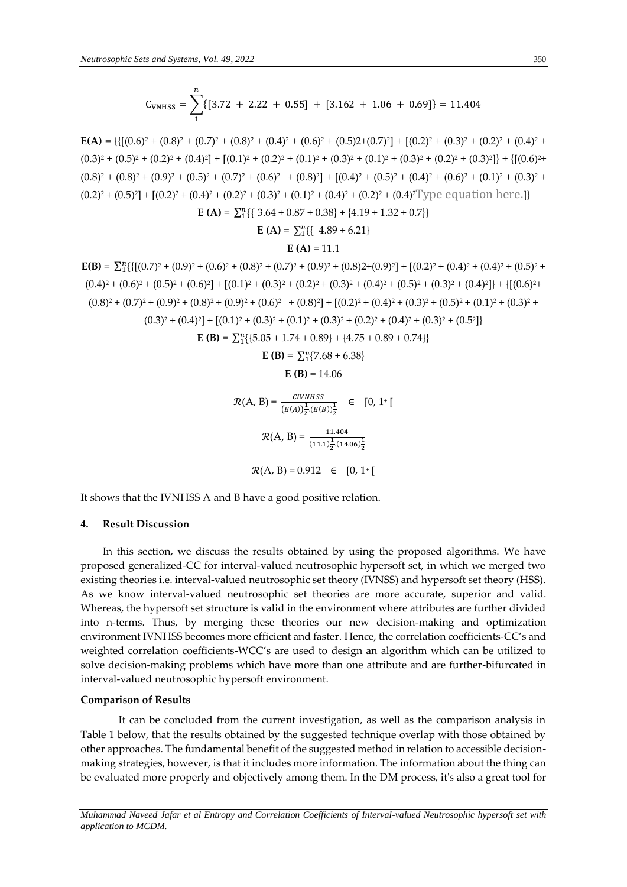$$C_{VNHSS} = \sum_{1}^{n}\{[3.72 + 2.22 + 0.55] + [3.162 + 1.06 + 0.69]\} = 11.404$$

$\mathbf{E(A)} = \{\{[(0.6)^2 + (0.8)^2 + (0.7)^2 + (0.8)^2 + (0.4)^2 + (0.6)^2 + (0.5)2+(0.7)^2] + [(0.2)^2 + (0.3)^2 + (0.2)^2 + (0.4)^2 + (0.3)^2 + (0.5)^2 + (0.2)^2 + (0.4)^2] + [(0.1)^2 + (0.2)^2 + (0.1)^2 + (0.3)^2 + (0.1)^2 + (0.3)^2 + (0.2)^2 + (0.3)^2]\} + \{[(0.6)^2 + (0.8)^2 + (0.8)^2 + (0.9)^2 + (0.5)^2 + (0.7)^2 + (0.6)^2 + (0.8)^2] + [(0.4)^2 + (0.5)^2 + (0.4)^2 + (0.6)^2 + (0.1)^2 + (0.3)^2 + (0.2)^2 + (0.5)^2] + [(0.2)^2 + (0.4)^2 + (0.2)^2 + (0.3)^2 + (0.1)^2 + (0.4)^2 + (0.2)^2 + (0.4)^2$ Type equation here.]}

$$\mathbf{E\ (A)} = \sum_{1}^{n}\{\{3.64 + 0.87 + 0.38\} + \{4.19 + 1.32 + 0.7\}\}$$

$$\mathbf{E\ (A)} = \sum_{1}^{n}\{\{4.89 + 6.21\}$$

$$\mathbf{E\ (A)} = 11.1$$

$\mathbf{E(B)} = \sum_{1}^{n}\{\{[(0.7)^2 + (0.9)^2 + (0.6)^2 + (0.8)^2 + (0.7)^2 + (0.9)^2 + (0.8)2+(0.9)^2] + [(0.2)^2 + (0.4)^2 + (0.4)^2 + (0.5)^2 + (0.4)^2 + (0.6)^2 + (0.5)^2 + (0.6)^2] + [(0.1)^2 + (0.3)^2 + (0.2)^2 + (0.3)^2 + (0.4)^2 + (0.5)^2 + (0.3)^2 + (0.4)^2]\} + \{[(0.6)^2 + (0.8)^2 + (0.7)^2 + (0.9)^2 + (0.8)^2 + (0.9)^2 + (0.6)^2 + (0.8)^2] + [(0.2)^2 + (0.4)^2 + (0.3)^2 + (0.5)^2 + (0.1)^2 + (0.3)^2 + (0.3)^2 + (0.4)^2] + [(0.1)^2 + (0.3)^2 + (0.1)^2 + (0.3)^2 + (0.2)^2 + (0.4)^2 + (0.3)^2 + (0.5^2]\}$

$$\mathbf{E\ (B)} = \sum_{1}^{n}\{\{5.05 + 1.74 + 0.89\} + \{4.75 + 0.89 + 0.74\}\}$$

$$\mathbf{E\ (B)} = \sum_{1}^{n}\{7.68 + 6.38\}$$

$$\mathbf{E\ (B)} = 14.06$$

$$\mathcal{R}(A, B) = \frac{CIVNHSS}{(E(A))^{\frac{1}{2}} \cdot (E(B))^{\frac{1}{2}}} \quad \in \quad [0, 1^{+}[$$

$$\mathcal{R}(A, B) = \frac{11.404}{(11.1)^{\frac{1}{2}} \cdot (14.06)^{\frac{1}{2}}}$$

$$\mathcal{R}(A, B) = 0.912 \quad \in \quad [0, 1^{+}[$$

It shows that the IVNHSS A and B have a good positive relation.

## 4. Result Discussion

In this section, we discuss the results obtained by using the proposed algorithms. We have proposed generalized-CC for interval-valued neutrosophic hypersoft set, in which we merged two existing theories i.e. interval-valued neutrosophic set theory (IVNSS) and hypersoft set theory (HSS). As we know interval-valued neutrosophic set theories are more accurate, superior and valid. Whereas, the hypersoft set structure is valid in the environment where attributes are further divided into n-terms. Thus, by merging these theories our new decision-making and optimization environment IVNHSS becomes more efficient and faster. Hence, the correlation coefficients-CC's and weighted correlation coefficients-WCC's are used to design an algorithm which can be utilized to solve decision-making problems which have more than one attribute and are further-bifurcated in interval-valued neutrosophic hypersoft environment.

### Comparison of Results

It can be concluded from the current investigation, as well as the comparison analysis in Table 1 below, that the results obtained by the suggested technique overlap with those obtained by other approaches. The fundamental benefit of the suggested method in relation to accessible decision-making strategies, however, is that it includes more information. The information about the thing can be evaluated more properly and objectively among them. In the DM process, it's also a great tool for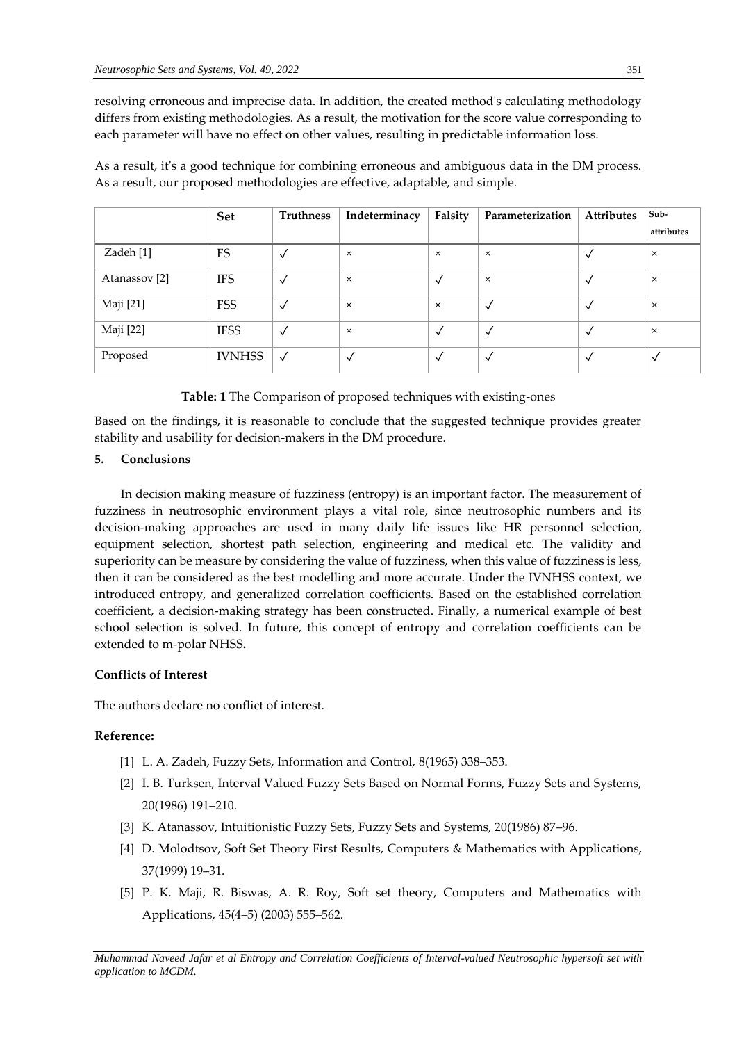resolving erroneous and imprecise data. In addition, the created method's calculating methodology differs from existing methodologies. As a result, the motivation for the score value corresponding to each parameter will have no effect on other values, resulting in predictable information loss.

As a result, it's a good technique for combining erroneous and ambiguous data in the DM process. As a result, our proposed methodologies are effective, adaptable, and simple.

| | **Set** | **Truthness** | **Indeterminacy** | **Falsity** | **Parameterization** | **Attributes** | **Sub-attributes** |
|---|---|---|---|---|---|---|---|
| Zadeh [1] | FS | ✓ | × | × | × | ✓ | × |
| Atanassov [2] | IFS | ✓ | × | ✓ | × | ✓ | × |
| Maji [21] | FSS | ✓ | × | × | ✓ | ✓ | × |
| Maji [22] | IFSS | ✓ | × | ✓ | ✓ | ✓ | × |
| Proposed | IVNHSS | ✓ | ✓ | ✓ | ✓ | ✓ | ✓ |

**Table: 1** The Comparison of proposed techniques with existing-ones

Based on the findings, it is reasonable to conclude that the suggested technique provides greater stability and usability for decision-makers in the DM procedure.

## 5. Conclusions

In decision making measure of fuzziness (entropy) is an important factor. The measurement of fuzziness in neutrosophic environment plays a vital role, since neutrosophic numbers and its decision-making approaches are used in many daily life issues like HR personnel selection, equipment selection, shortest path selection, engineering and medical etc. The validity and superiority can be measure by considering the value of fuzziness, when this value of fuzziness is less, then it can be considered as the best modelling and more accurate. Under the IVNHSS context, we introduced entropy, and generalized correlation coefficients. Based on the established correlation coefficient, a decision-making strategy has been constructed. Finally, a numerical example of best school selection is solved. In future, this concept of entropy and correlation coefficients can be extended to m-polar NHSS**.**

**Conflicts of Interest**

The authors declare no conflict of interest.

**Reference:**

[1] L. A. Zadeh, Fuzzy Sets, Information and Control, 8(1965) 338–353.

[2] I. B. Turksen, Interval Valued Fuzzy Sets Based on Normal Forms, Fuzzy Sets and Systems, 20(1986) 191–210.

[3] K. Atanassov, Intuitionistic Fuzzy Sets, Fuzzy Sets and Systems, 20(1986) 87–96.

[4] D. Molodtsov, Soft Set Theory First Results, Computers & Mathematics with Applications, 37(1999) 19–31.

[5] P. K. Maji, R. Biswas, A. R. Roy, Soft set theory, Computers and Mathematics with Applications, 45(4–5) (2003) 555–562.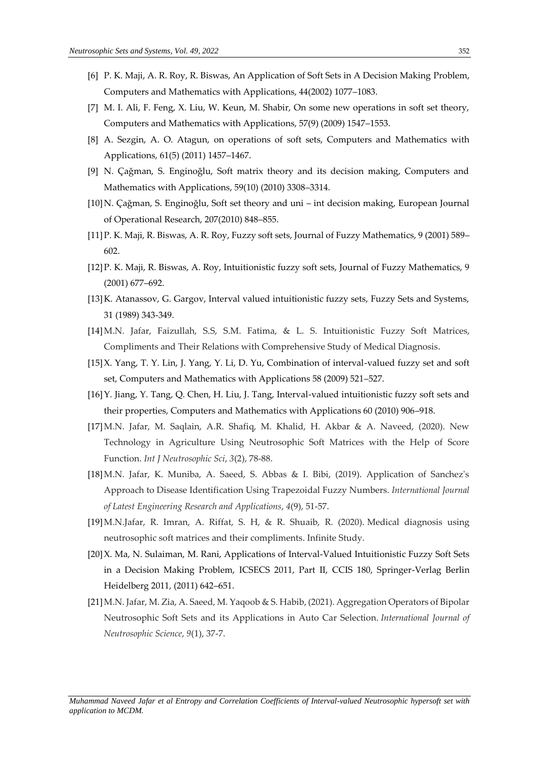[6] P. K. Maji, A. R. Roy, R. Biswas, An Application of Soft Sets in A Decision Making Problem, Computers and Mathematics with Applications, 44(2002) 1077−1083.

[7] M. I. Ali, F. Feng, X. Liu, W. Keun, M. Shabir, On some new operations in soft set theory, Computers and Mathematics with Applications, 57(9) (2009) 1547–1553.

[8] A. Sezgin, A. O. Atagun, on operations of soft sets, Computers and Mathematics with Applications, 61(5) (2011) 1457–1467.

[9] N. Çağman, S. Enginoğlu, Soft matrix theory and its decision making, Computers and Mathematics with Applications, 59(10) (2010) 3308–3314.

[10] N. Çağman, S. Enginoğlu, Soft set theory and uni – int decision making, European Journal of Operational Research, 207(2010) 848–855.

[11] P. K. Maji, R. Biswas, A. R. Roy, Fuzzy soft sets, Journal of Fuzzy Mathematics, 9 (2001) 589–602.

[12] P. K. Maji, R. Biswas, A. Roy, Intuitionistic fuzzy soft sets, Journal of Fuzzy Mathematics, 9 (2001) 677–692.

[13] K. Atanassov, G. Gargov, Interval valued intuitionistic fuzzy sets, Fuzzy Sets and Systems, 31 (1989) 343-349.

[14] M.N. Jafar, Faizullah, S.S, S.M. Fatima, & L. S. Intuitionistic Fuzzy Soft Matrices, Compliments and Their Relations with Comprehensive Study of Medical Diagnosis.

[15] X. Yang, T. Y. Lin, J. Yang, Y. Li, D. Yu, Combination of interval-valued fuzzy set and soft set, Computers and Mathematics with Applications 58 (2009) 521–527.

[16] Y. Jiang, Y. Tang, Q. Chen, H. Liu, J. Tang, Interval-valued intuitionistic fuzzy soft sets and their properties, Computers and Mathematics with Applications 60 (2010) 906–918.

[17] M.N. Jafar, M. Saqlain, A.R. Shafiq, M. Khalid, H. Akbar & A. Naveed, (2020). New Technology in Agriculture Using Neutrosophic Soft Matrices with the Help of Score Function. *Int J Neutrosophic Sci*, *3*(2), 78-88.

[18] M.N. Jafar, K. Muniba, A. Saeed, S. Abbas & I. Bibi, (2019). Application of Sanchez's Approach to Disease Identification Using Trapezoidal Fuzzy Numbers. *International Journal of Latest Engineering Research and Applications*, *4*(9), 51-57.

[19] M.N.Jafar, R. Imran, A. Riffat, S. H, & R. Shuaib, R. (2020). Medical diagnosis using neutrosophic soft matrices and their compliments. Infinite Study.

[20] X. Ma, N. Sulaiman, M. Rani, Applications of Interval-Valued Intuitionistic Fuzzy Soft Sets in a Decision Making Problem, ICSECS 2011, Part II, CCIS 180, Springer-Verlag Berlin Heidelberg 2011, (2011) 642–651.

[21] M.N. Jafar, M. Zia, A. Saeed, M. Yaqoob & S. Habib, (2021). Aggregation Operators of Bipolar Neutrosophic Soft Sets and its Applications in Auto Car Selection. *International Journal of Neutrosophic Science*, *9*(1), 37-7.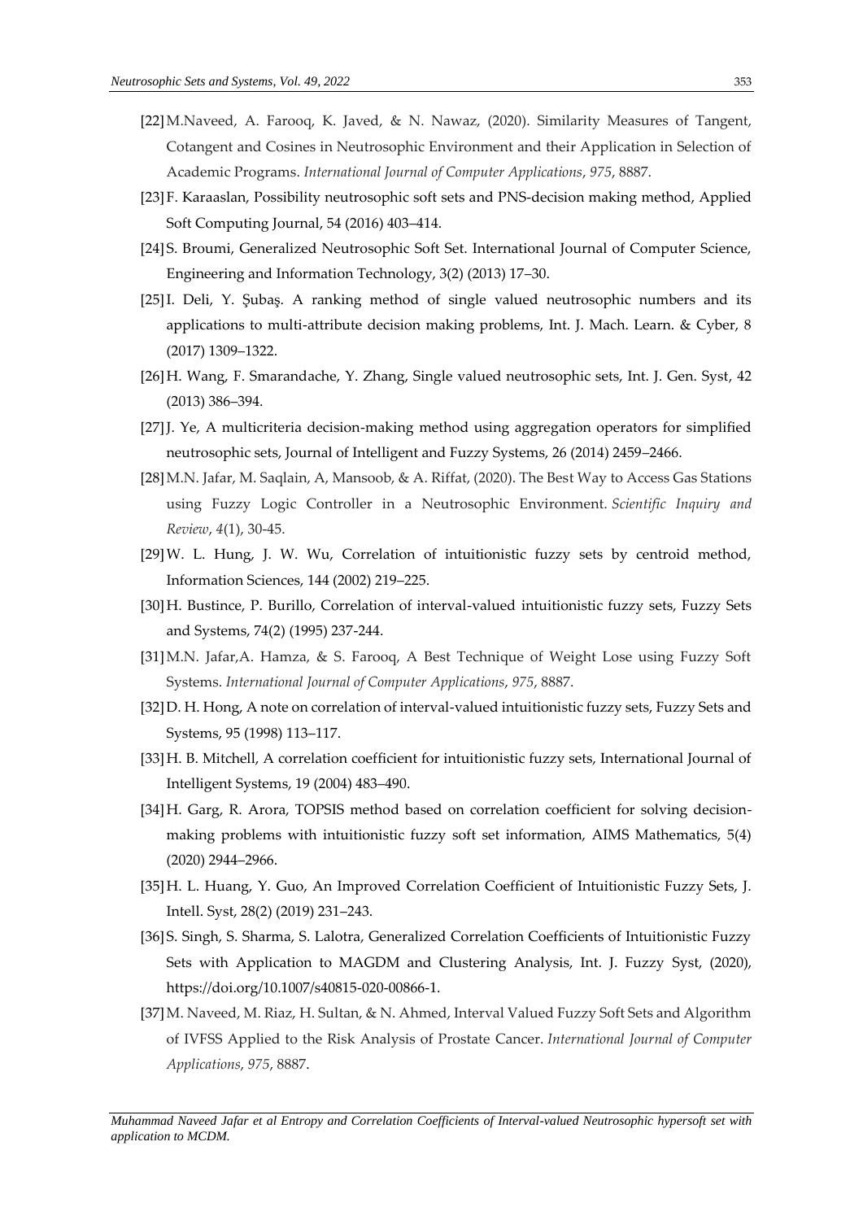[22] M.Naveed, A. Farooq, K. Javed, & N. Nawaz, (2020). Similarity Measures of Tangent, Cotangent and Cosines in Neutrosophic Environment and their Application in Selection of Academic Programs. *International Journal of Computer Applications*, *975*, 8887.

[23] F. Karaaslan, Possibility neutrosophic soft sets and PNS-decision making method, Applied Soft Computing Journal, 54 (2016) 403–414.

[24] S. Broumi, Generalized Neutrosophic Soft Set. International Journal of Computer Science, Engineering and Information Technology, 3(2) (2013) 17–30.

[25] I. Deli, Y. Şubaş. A ranking method of single valued neutrosophic numbers and its applications to multi-attribute decision making problems, Int. J. Mach. Learn. & Cyber, 8 (2017) 1309–1322.

[26] H. Wang, F. Smarandache, Y. Zhang, Single valued neutrosophic sets, Int. J. Gen. Syst, 42 (2013) 386–394.

[27] J. Ye, A multicriteria decision-making method using aggregation operators for simplified neutrosophic sets, Journal of Intelligent and Fuzzy Systems, 26 (2014) 2459–2466.

[28] M.N. Jafar, M. Saqlain, A, Mansoob, & A. Riffat, (2020). The Best Way to Access Gas Stations using Fuzzy Logic Controller in a Neutrosophic Environment. *Scientific Inquiry and Review*, *4*(1), 30-45.

[29] W. L. Hung, J. W. Wu, Correlation of intuitionistic fuzzy sets by centroid method, Information Sciences, 144 (2002) 219–225.

[30] H. Bustince, P. Burillo, Correlation of interval-valued intuitionistic fuzzy sets, Fuzzy Sets and Systems, 74(2) (1995) 237-244.

[31] M.N. Jafar,A. Hamza, & S. Farooq, A Best Technique of Weight Lose using Fuzzy Soft Systems. *International Journal of Computer Applications*, *975*, 8887.

[32] D. H. Hong, A note on correlation of interval-valued intuitionistic fuzzy sets, Fuzzy Sets and Systems, 95 (1998) 113–117.

[33] H. B. Mitchell, A correlation coefficient for intuitionistic fuzzy sets, International Journal of Intelligent Systems, 19 (2004) 483–490.

[34] H. Garg, R. Arora, TOPSIS method based on correlation coefficient for solving decision-making problems with intuitionistic fuzzy soft set information, AIMS Mathematics, 5(4) (2020) 2944–2966.

[35] H. L. Huang, Y. Guo, An Improved Correlation Coefficient of Intuitionistic Fuzzy Sets, J. Intell. Syst, 28(2) (2019) 231–243.

[36] S. Singh, S. Sharma, S. Lalotra, Generalized Correlation Coefficients of Intuitionistic Fuzzy Sets with Application to MAGDM and Clustering Analysis, Int. J. Fuzzy Syst, (2020), https://doi.org/10.1007/s40815-020-00866-1.

[37] M. Naveed, M. Riaz, H. Sultan, & N. Ahmed, Interval Valued Fuzzy Soft Sets and Algorithm of IVFSS Applied to the Risk Analysis of Prostate Cancer. *International Journal of Computer Applications*, *975*, 8887.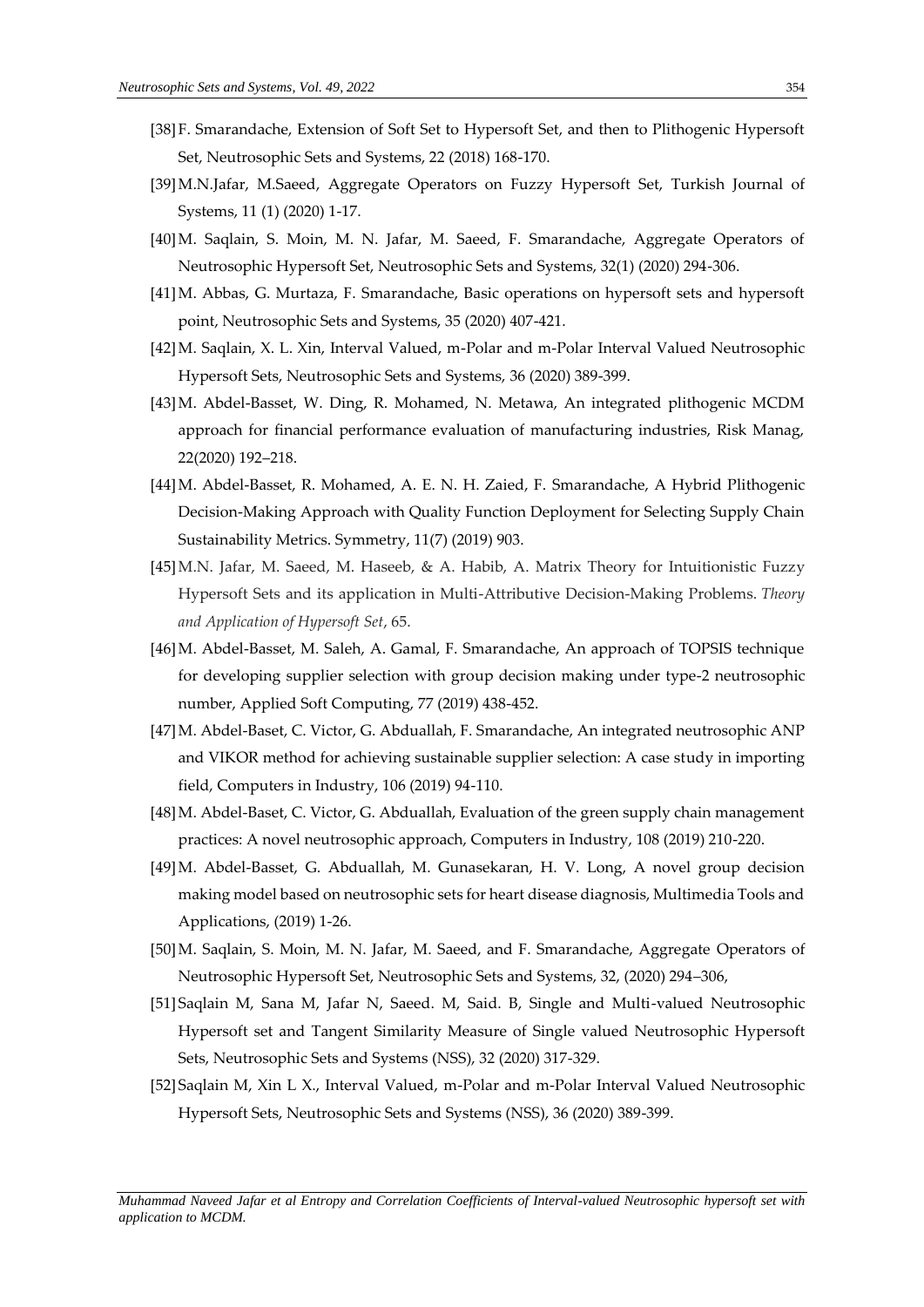[38] F. Smarandache, Extension of Soft Set to Hypersoft Set, and then to Plithogenic Hypersoft Set, Neutrosophic Sets and Systems, 22 (2018) 168-170.

[39] M.N.Jafar, M.Saeed, Aggregate Operators on Fuzzy Hypersoft Set, Turkish Journal of Systems, 11 (1) (2020) 1-17.

[40] M. Saqlain, S. Moin, M. N. Jafar, M. Saeed, F. Smarandache, Aggregate Operators of Neutrosophic Hypersoft Set, Neutrosophic Sets and Systems, 32(1) (2020) 294-306.

[41] M. Abbas, G. Murtaza, F. Smarandache, Basic operations on hypersoft sets and hypersoft point, Neutrosophic Sets and Systems, 35 (2020) 407-421.

[42] M. Saqlain, X. L. Xin, Interval Valued, m-Polar and m-Polar Interval Valued Neutrosophic Hypersoft Sets, Neutrosophic Sets and Systems, 36 (2020) 389-399.

[43] M. Abdel-Basset, W. Ding, R. Mohamed, N. Metawa, An integrated plithogenic MCDM approach for financial performance evaluation of manufacturing industries, Risk Manag, 22(2020) 192–218.

[44] M. Abdel-Basset, R. Mohamed, A. E. N. H. Zaied, F. Smarandache, A Hybrid Plithogenic Decision-Making Approach with Quality Function Deployment for Selecting Supply Chain Sustainability Metrics. Symmetry, 11(7) (2019) 903.

[45] M.N. Jafar, M. Saeed, M. Haseeb, & A. Habib, A. Matrix Theory for Intuitionistic Fuzzy Hypersoft Sets and its application in Multi-Attributive Decision-Making Problems. *Theory and Application of Hypersoft Set*, 65.

[46] M. Abdel-Basset, M. Saleh, A. Gamal, F. Smarandache, An approach of TOPSIS technique for developing supplier selection with group decision making under type-2 neutrosophic number, Applied Soft Computing, 77 (2019) 438-452.

[47] M. Abdel-Baset, C. Victor, G. Abduallah, F. Smarandache, An integrated neutrosophic ANP and VIKOR method for achieving sustainable supplier selection: A case study in importing field, Computers in Industry, 106 (2019) 94-110.

[48] M. Abdel-Baset, C. Victor, G. Abduallah, Evaluation of the green supply chain management practices: A novel neutrosophic approach, Computers in Industry, 108 (2019) 210-220.

[49] M. Abdel-Basset, G. Abduallah, M. Gunasekaran, H. V. Long, A novel group decision making model based on neutrosophic sets for heart disease diagnosis, Multimedia Tools and Applications, (2019) 1-26.

[50] M. Saqlain, S. Moin, M. N. Jafar, M. Saeed, and F. Smarandache, Aggregate Operators of Neutrosophic Hypersoft Set, Neutrosophic Sets and Systems, 32, (2020) 294–306,

[51] Saqlain M, Sana M, Jafar N, Saeed. M, Said. B, Single and Multi-valued Neutrosophic Hypersoft set and Tangent Similarity Measure of Single valued Neutrosophic Hypersoft Sets, Neutrosophic Sets and Systems (NSS), 32 (2020) 317-329.

[52] Saqlain M, Xin L X., Interval Valued, m-Polar and m-Polar Interval Valued Neutrosophic Hypersoft Sets, Neutrosophic Sets and Systems (NSS), 36 (2020) 389-399.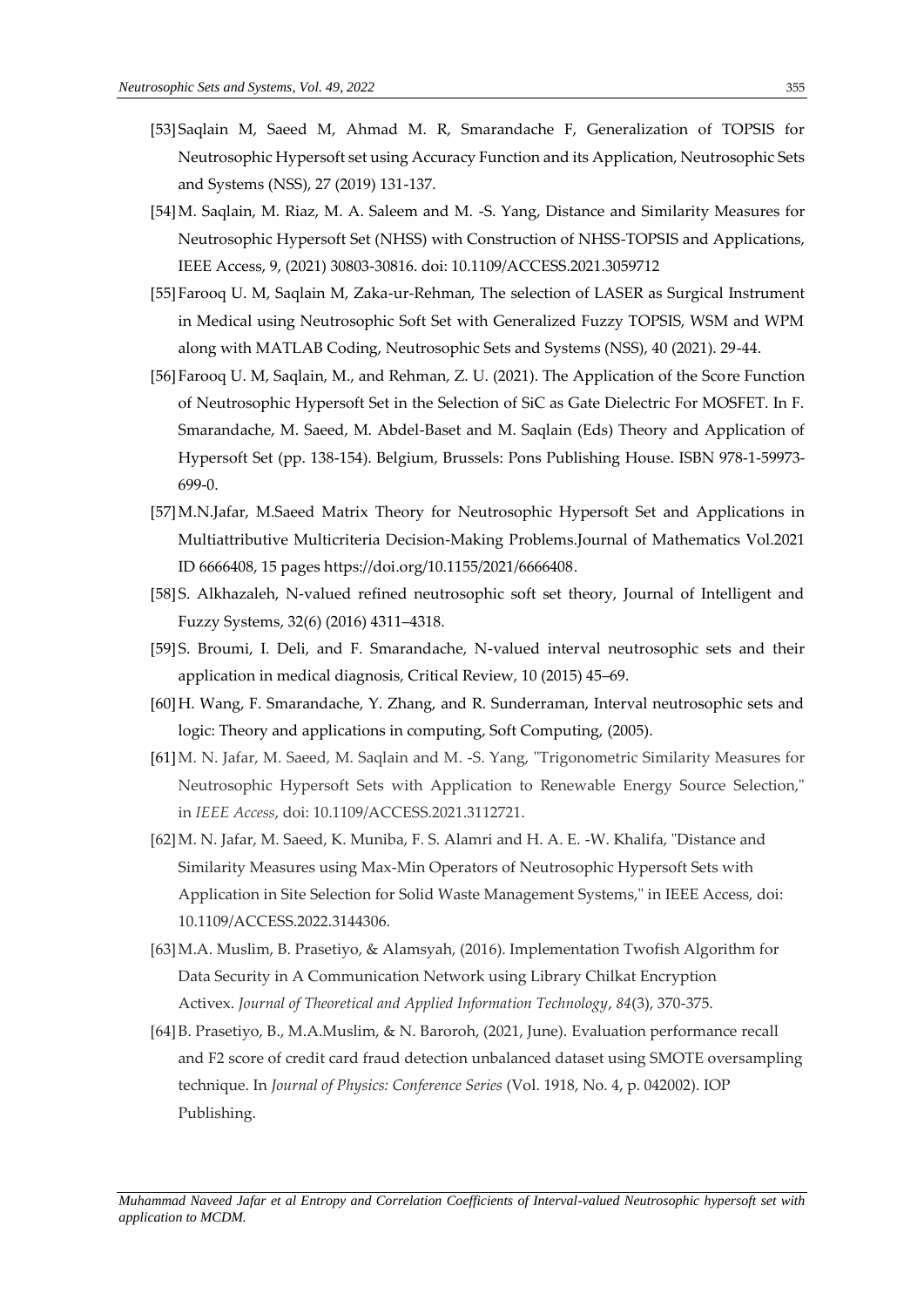[53] Saqlain M, Saeed M, Ahmad M. R, Smarandache F, Generalization of TOPSIS for Neutrosophic Hypersoft set using Accuracy Function and its Application, Neutrosophic Sets and Systems (NSS), 27 (2019) 131-137.

[54] M. Saqlain, M. Riaz, M. A. Saleem and M. -S. Yang, Distance and Similarity Measures for Neutrosophic Hypersoft Set (NHSS) with Construction of NHSS-TOPSIS and Applications, IEEE Access, 9, (2021) 30803-30816. doi: 10.1109/ACCESS.2021.3059712

[55] Farooq U. M, Saqlain M, Zaka-ur-Rehman, The selection of LASER as Surgical Instrument in Medical using Neutrosophic Soft Set with Generalized Fuzzy TOPSIS, WSM and WPM along with MATLAB Coding, Neutrosophic Sets and Systems (NSS), 40 (2021). 29-44.

[56] Farooq U. M, Saqlain, M., and Rehman, Z. U. (2021). The Application of the Score Function of Neutrosophic Hypersoft Set in the Selection of SiC as Gate Dielectric For MOSFET. In F. Smarandache, M. Saeed, M. Abdel-Baset and M. Saqlain (Eds) Theory and Application of Hypersoft Set (pp. 138-154). Belgium, Brussels: Pons Publishing House. ISBN 978-1-59973-699-0.

[57] M.N.Jafar, M.Saeed Matrix Theory for Neutrosophic Hypersoft Set and Applications in Multiattributive Multicriteria Decision-Making Problems.Journal of Mathematics Vol.2021 ID 6666408, 15 pages https://doi.org/10.1155/2021/6666408.

[58] S. Alkhazaleh, N-valued refined neutrosophic soft set theory, Journal of Intelligent and Fuzzy Systems, 32(6) (2016) 4311–4318.

[59] S. Broumi, I. Deli, and F. Smarandache, N-valued interval neutrosophic sets and their application in medical diagnosis, Critical Review, 10 (2015) 45–69.

[60] H. Wang, F. Smarandache, Y. Zhang, and R. Sunderraman, Interval neutrosophic sets and logic: Theory and applications in computing, Soft Computing, (2005).

[61] M. N. Jafar, M. Saeed, M. Saqlain and M. -S. Yang, "Trigonometric Similarity Measures for Neutrosophic Hypersoft Sets with Application to Renewable Energy Source Selection," in *IEEE Access*, doi: 10.1109/ACCESS.2021.3112721.

[62] M. N. Jafar, M. Saeed, K. Muniba, F. S. Alamri and H. A. E. -W. Khalifa, "Distance and Similarity Measures using Max-Min Operators of Neutrosophic Hypersoft Sets with Application in Site Selection for Solid Waste Management Systems," in IEEE Access, doi: 10.1109/ACCESS.2022.3144306.

[63] M.A. Muslim, B. Prasetiyo, & Alamsyah, (2016). Implementation Twofish Algorithm for Data Security in A Communication Network using Library Chilkat Encryption Activex. *Journal of Theoretical and Applied Information Technology*, *84*(3), 370-375.

[64] B. Prasetiyo, B., M.A.Muslim, & N. Baroroh, (2021, June). Evaluation performance recall and F2 score of credit card fraud detection unbalanced dataset using SMOTE oversampling technique. In *Journal of Physics: Conference Series* (Vol. 1918, No. 4, p. 042002). IOP Publishing.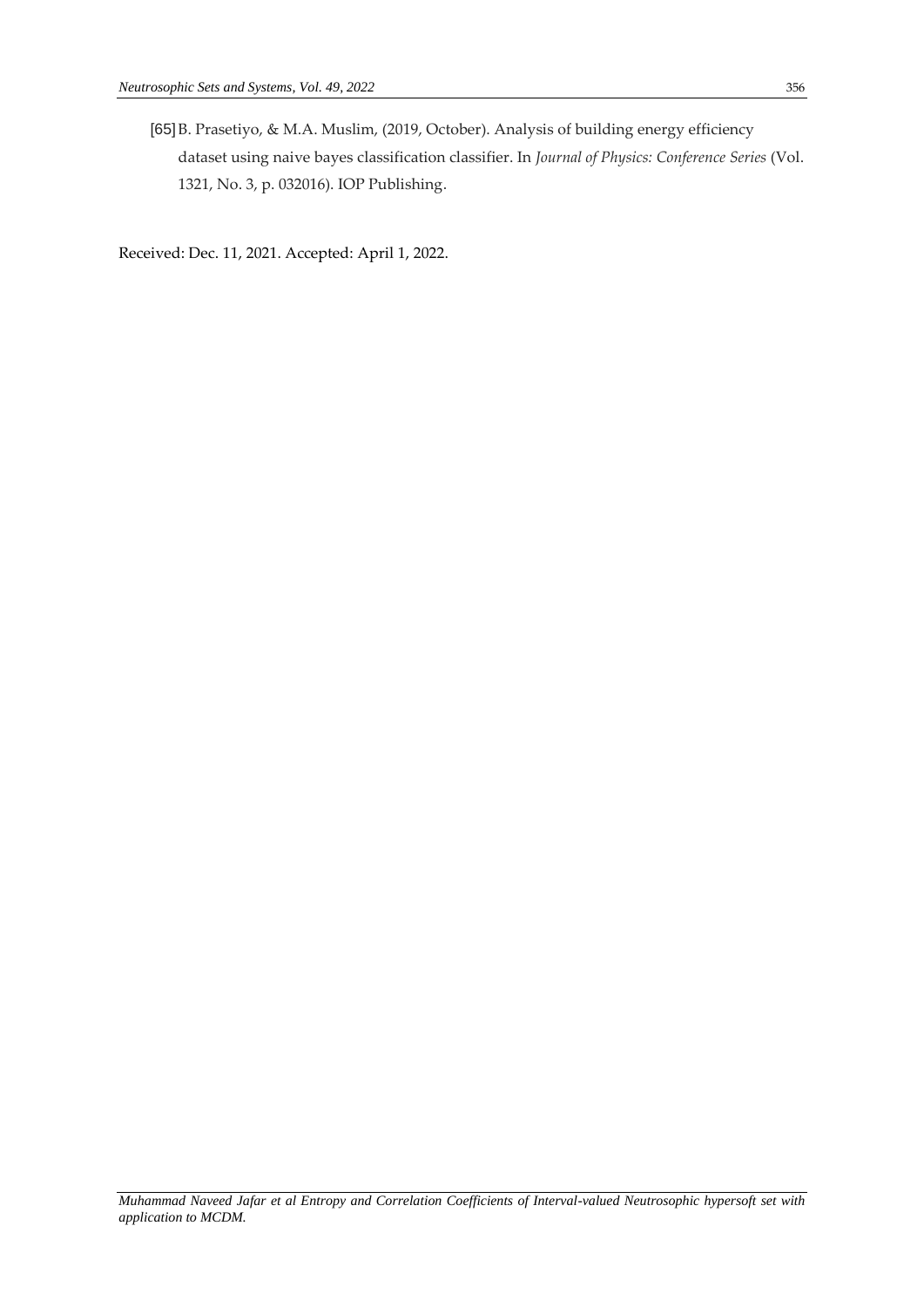[65] B. Prasetiyo, & M.A. Muslim, (2019, October). Analysis of building energy efficiency dataset using naive bayes classification classifier. In *Journal of Physics: Conference Series* (Vol. 1321, No. 3, p. 032016). IOP Publishing.

Received: Dec. 11, 2021. Accepted: April 1, 2022.